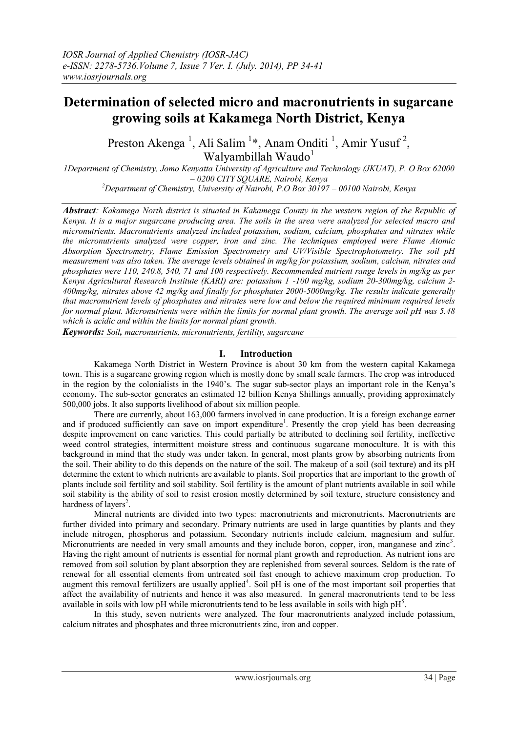# Determination of selected micro and macronutrients in sugarcane growing soils at Kakamega North District, Kenya

Preston Akenga [1], Ali Salim [1]*, Anam Onditi [1], Amir Yusuf [2], Walyambillah Waudo[1]

[1]Department of Chemistry, Jomo Kenyatta University of Agriculture and Technology (JKUAT), P. O Box 62000 – 0200 CITY SQUARE, Nairobi, Kenya

[2]Department of Chemistry, University of Nairobi, P.O Box 30197 – 00100 Nairobi, Kenya

***Abstract**: Kakamega North district is situated in Kakamega County in the western region of the Republic of Kenya. It is a major sugarcane producing area. The soils in the area were analyzed for selected macro and micronutrients. Macronutrients analyzed included potassium, sodium, calcium, phosphates and nitrates while the micronutrients analyzed were copper, iron and zinc. The techniques employed were Flame Atomic Absorption Spectrometry, Flame Emission Spectrometry and UV/Visible Spectrophotometry. The soil pH measurement was also taken. The average levels obtained in mg/kg for potassium, sodium, calcium, nitrates and phosphates were 110, 240.8, 540, 71 and 100 respectively. Recommended nutrient range levels in mg/kg as per Kenya Agricultural Research Institute (KARI) are: potassium 1 -100 mg/kg, sodium 20-300mg/kg, calcium 2-400mg/kg, nitrates above 42 mg/kg and finally for phosphates 2000-5000mg/kg. The results indicate generally that macronutrient levels of phosphates and nitrates were low and below the required minimum required levels for normal plant. Micronutrients were within the limits for normal plant growth. The average soil pH was 5.48 which is acidic and within the limits for normal plant growth.*

***Keywords:** Soil, macronutrients, micronutrients, fertility, sugarcane*

## I. Introduction

Kakamega North District in Western Province is about 30 km from the western capital Kakamega town. This is a sugarcane growing region which is mostly done by small scale farmers. The crop was introduced in the region by the colonialists in the 1940's. The sugar sub-sector plays an important role in the Kenya's economy. The sub-sector generates an estimated 12 billion Kenya Shillings annually, providing approximately 500,000 jobs. It also supports livelihood of about six million people.

There are currently, about 163,000 farmers involved in cane production. It is a foreign exchange earner and if produced sufficiently can save on import expenditure[1]. Presently the crop yield has been decreasing despite improvement on cane varieties. This could partially be attributed to declining soil fertility, ineffective weed control strategies, intermittent moisture stress and continuous sugarcane monoculture. It is with this background in mind that the study was under taken. In general, most plants grow by absorbing nutrients from the soil. Their ability to do this depends on the nature of the soil. The makeup of a soil (soil texture) and its pH determine the extent to which nutrients are available to plants. Soil properties that are important to the growth of plants include soil fertility and soil stability. Soil fertility is the amount of plant nutrients available in soil while soil stability is the ability of soil to resist erosion mostly determined by soil texture, structure consistency and hardness of layers[2].

Mineral nutrients are divided into two types: macronutrients and micronutrients. Macronutrients are further divided into primary and secondary. Primary nutrients are used in large quantities by plants and they include nitrogen, phosphorus and potassium. Secondary nutrients include calcium, magnesium and sulfur. Micronutrients are needed in very small amounts and they include boron, copper, iron, manganese and zinc[3]. Having the right amount of nutrients is essential for normal plant growth and reproduction. As nutrient ions are removed from soil solution by plant absorption they are replenished from several sources. Seldom is the rate of renewal for all essential elements from untreated soil fast enough to achieve maximum crop production. To augment this removal fertilizers are usually applied[4]. Soil pH is one of the most important soil properties that affect the availability of nutrients and hence it was also measured. In general macronutrients tend to be less available in soils with low pH while micronutrients tend to be less available in soils with high pH[5].

In this study, seven nutrients were analyzed. The four macronutrients analyzed include potassium, calcium nitrates and phosphates and three micronutrients zinc, iron and copper.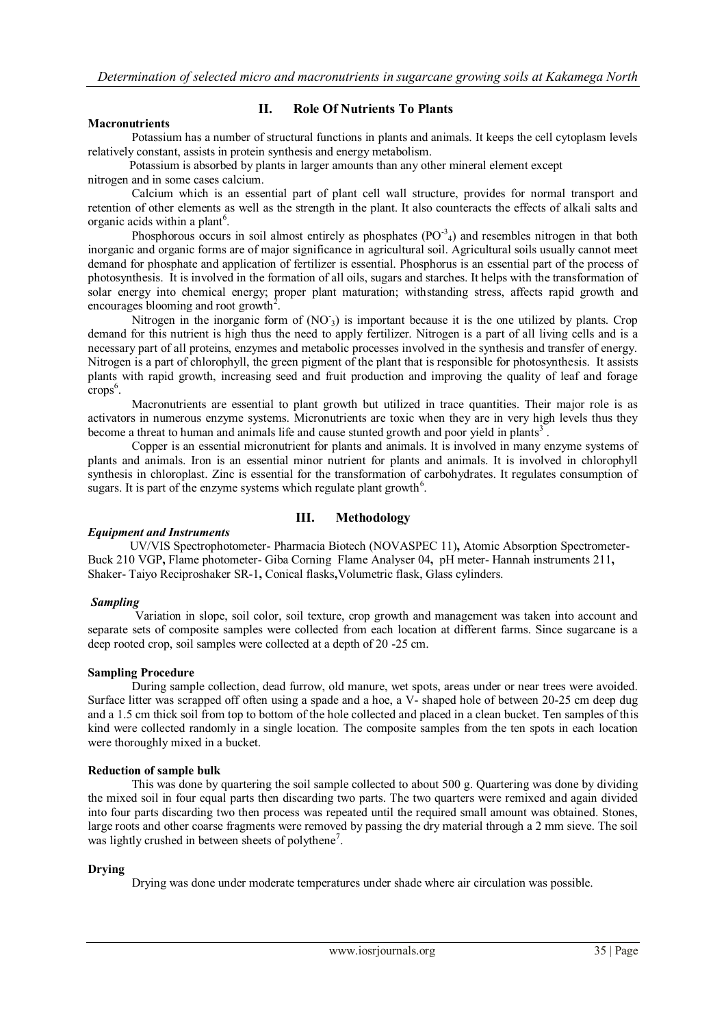## II. Role Of Nutrients To Plants

**Macronutrients**

Potassium has a number of structural functions in plants and animals. It keeps the cell cytoplasm levels relatively constant, assists in protein synthesis and energy metabolism.

Potassium is absorbed by plants in larger amounts than any other mineral element except nitrogen and in some cases calcium.

Calcium which is an essential part of plant cell wall structure, provides for normal transport and retention of other elements as well as the strength in the plant. It also counteracts the effects of alkali salts and organic acids within a plant[6].

Phosphorous occurs in soil almost entirely as phosphates ($PO^{-3}_4$) and resembles nitrogen in that both inorganic and organic forms are of major significance in agricultural soil. Agricultural soils usually cannot meet demand for phosphate and application of fertilizer is essential. Phosphorus is an essential part of the process of photosynthesis. It is involved in the formation of all oils, sugars and starches. It helps with the transformation of solar energy into chemical energy; proper plant maturation; withstanding stress, affects rapid growth and encourages blooming and root growth[2].

Nitrogen in the inorganic form of ($NO^{-}_3$) is important because it is the one utilized by plants. Crop demand for this nutrient is high thus the need to apply fertilizer. Nitrogen is a part of all living cells and is a necessary part of all proteins, enzymes and metabolic processes involved in the synthesis and transfer of energy. Nitrogen is a part of chlorophyll, the green pigment of the plant that is responsible for photosynthesis. It assists plants with rapid growth, increasing seed and fruit production and improving the quality of leaf and forage crops[6].

Macronutrients are essential to plant growth but utilized in trace quantities. Their major role is as activators in numerous enzyme systems. Micronutrients are toxic when they are in very high levels thus they become a threat to human and animals life and cause stunted growth and poor yield in plants[3].

Copper is an essential micronutrient for plants and animals. It is involved in many enzyme systems of plants and animals. Iron is an essential minor nutrient for plants and animals. It is involved in chlorophyll synthesis in chloroplast. Zinc is essential for the transformation of carbohydrates. It regulates consumption of sugars. It is part of the enzyme systems which regulate plant growth[6].

## III. Methodology

***Equipment and Instruments***

UV/VIS Spectrophotometer- Pharmacia Biotech (NOVASPEC 11), Atomic Absorption Spectrometer- Buck 210 VGP, Flame photometer- Giba Corning Flame Analyser 04, pH meter- Hannah instruments 211, Shaker- Taiyo Reciproshaker SR-1, Conical flasks, Volumetric flask, Glass cylinders.

***Sampling***

Variation in slope, soil color, soil texture, crop growth and management was taken into account and separate sets of composite samples were collected from each location at different farms. Since sugarcane is a deep rooted crop, soil samples were collected at a depth of 20 -25 cm.

**Sampling Procedure**

During sample collection, dead furrow, old manure, wet spots, areas under or near trees were avoided. Surface litter was scrapped off often using a spade and a hoe, a V- shaped hole of between 20-25 cm deep dug and a 1.5 cm thick soil from top to bottom of the hole collected and placed in a clean bucket. Ten samples of this kind were collected randomly in a single location. The composite samples from the ten spots in each location were thoroughly mixed in a bucket.

**Reduction of sample bulk**

This was done by quartering the soil sample collected to about 500 g. Quartering was done by dividing the mixed soil in four equal parts then discarding two parts. The two quarters were remixed and again divided into four parts discarding two then process was repeated until the required small amount was obtained. Stones, large roots and other coarse fragments were removed by passing the dry material through a 2 mm sieve. The soil was lightly crushed in between sheets of polythene[7].

**Drying**

Drying was done under moderate temperatures under shade where air circulation was possible.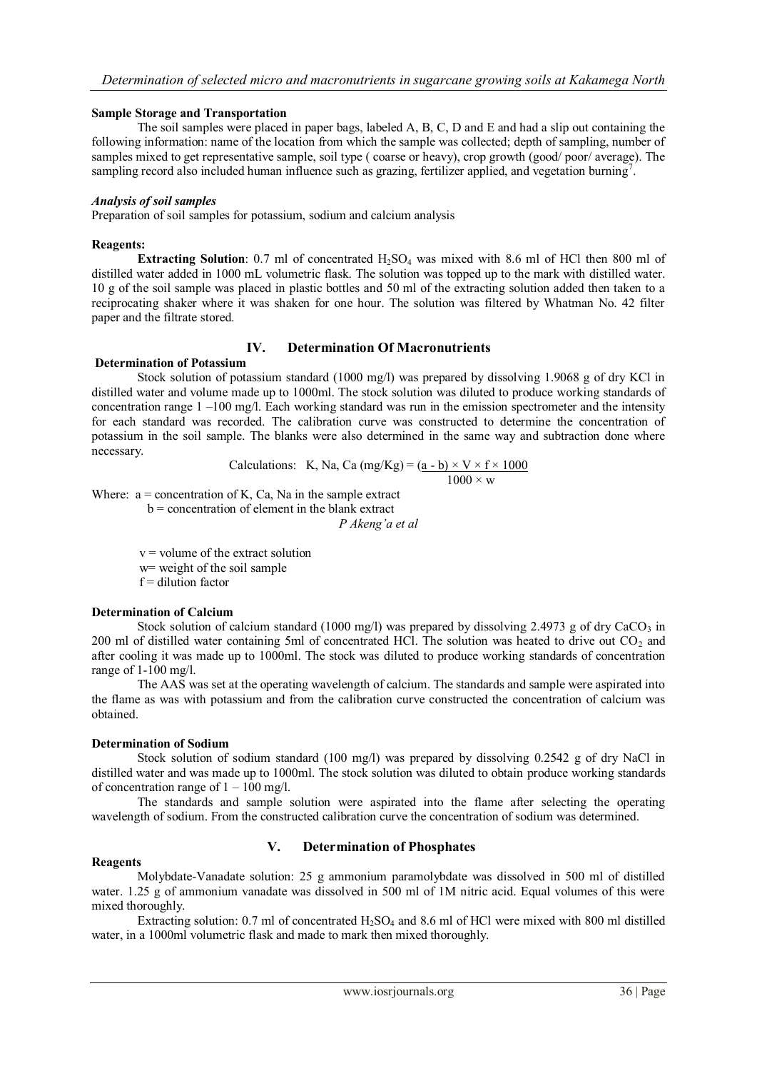**Sample Storage and Transportation**

The soil samples were placed in paper bags, labeled A, B, C, D and E and had a slip out containing the following information: name of the location from which the sample was collected; depth of sampling, number of samples mixed to get representative sample, soil type ( coarse or heavy), crop growth (good/ poor/ average). The sampling record also included human influence such as grazing, fertilizer applied, and vegetation burning[7].

***Analysis of soil samples***

Preparation of soil samples for potassium, sodium and calcium analysis

**Reagents:**

**Extracting Solution**: 0.7 ml of concentrated $H_2SO_4$ was mixed with 8.6 ml of HCl then 800 ml of distilled water added in 1000 mL volumetric flask. The solution was topped up to the mark with distilled water. 10 g of the soil sample was placed in plastic bottles and 50 ml of the extracting solution added then taken to a reciprocating shaker where it was shaken for one hour. The solution was filtered by Whatman No. 42 filter paper and the filtrate stored.

## IV. Determination Of Macronutrients

**Determination of Potassium**

Stock solution of potassium standard (1000 mg/l) was prepared by dissolving 1.9068 g of dry KCl in distilled water and volume made up to 1000ml. The stock solution was diluted to produce working standards of concentration range 1 –100 mg/l. Each working standard was run in the emission spectrometer and the intensity for each standard was recorded. The calibration curve was constructed to determine the concentration of potassium in the soil sample. The blanks were also determined in the same way and subtraction done where necessary.

$$\text{Calculations: K, Na, Ca (mg/Kg)} = \frac{(a - b) \times V \times f \times 1000}{1000 \times w}$$

Where: a = concentration of K, Ca, Na in the sample extract

b = concentration of element in the blank extract

v = volume of the extract solution

w= weight of the soil sample

f = dilution factor

**Determination of Calcium**

Stock solution of calcium standard (1000 mg/l) was prepared by dissolving 2.4973 g of dry $CaCO_3$ in 200 ml of distilled water containing 5ml of concentrated HCl. The solution was heated to drive out $CO_2$ and after cooling it was made up to 1000ml. The stock was diluted to produce working standards of concentration range of 1-100 mg/l.

The AAS was set at the operating wavelength of calcium. The standards and sample were aspirated into the flame as was with potassium and from the calibration curve constructed the concentration of calcium was obtained.

**Determination of Sodium**

Stock solution of sodium standard (100 mg/l) was prepared by dissolving 0.2542 g of dry NaCl in distilled water and was made up to 1000ml. The stock solution was diluted to obtain produce working standards of concentration range of 1 – 100 mg/l.

The standards and sample solution were aspirated into the flame after selecting the operating wavelength of sodium. From the constructed calibration curve the concentration of sodium was determined.

## V. Determination of Phosphates

**Reagents**

Molybdate-Vanadate solution: 25 g ammonium paramolybdate was dissolved in 500 ml of distilled water. 1.25 g of ammonium vanadate was dissolved in 500 ml of 1M nitric acid. Equal volumes of this were mixed thoroughly.

Extracting solution: 0.7 ml of concentrated $H_2SO_4$ and 8.6 ml of HCl were mixed with 800 ml distilled water, in a 1000ml volumetric flask and made to mark then mixed thoroughly.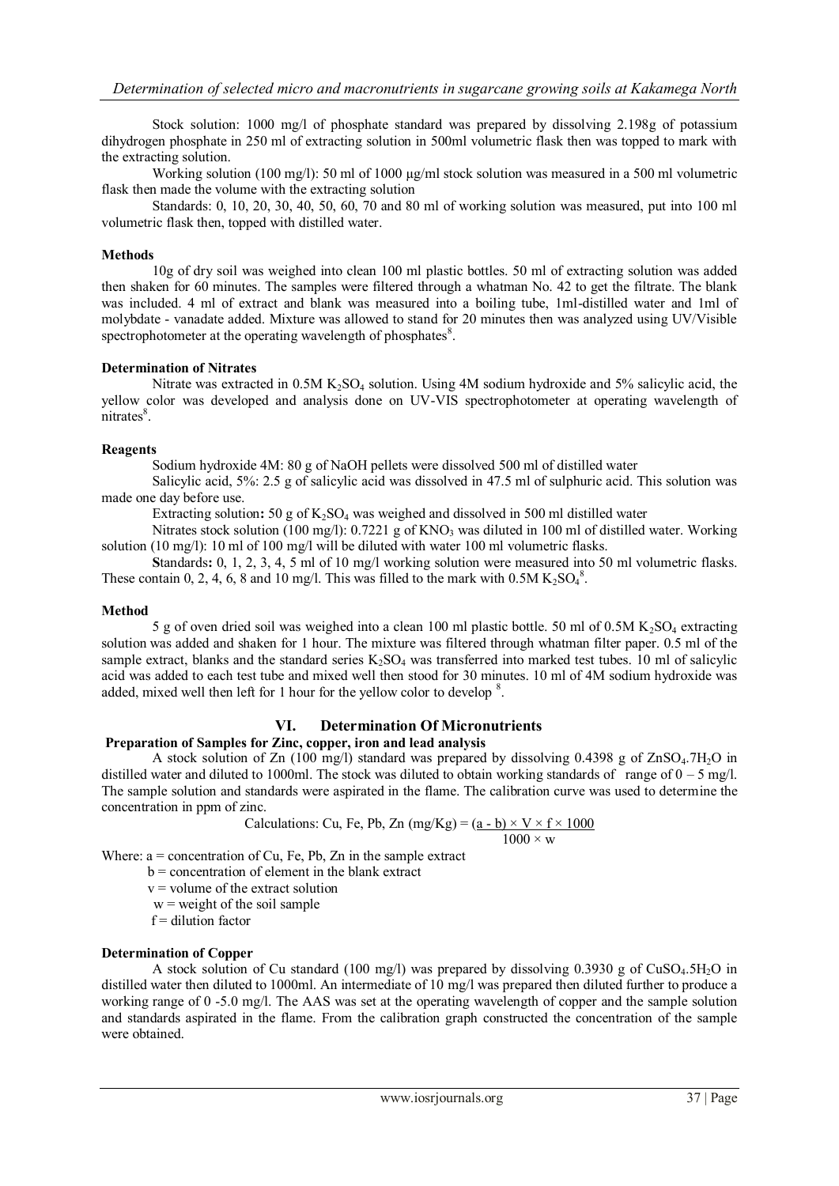Stock solution: 1000 mg/l of phosphate standard was prepared by dissolving 2.198g of potassium dihydrogen phosphate in 250 ml of extracting solution in 500ml volumetric flask then was topped to mark with the extracting solution.

Working solution (100 mg/l): 50 ml of 1000 µg/ml stock solution was measured in a 500 ml volumetric flask then made the volume with the extracting solution

Standards: 0, 10, 20, 30, 40, 50, 60, 70 and 80 ml of working solution was measured, put into 100 ml volumetric flask then, topped with distilled water.

**Methods**

10g of dry soil was weighed into clean 100 ml plastic bottles. 50 ml of extracting solution was added then shaken for 60 minutes. The samples were filtered through a whatman No. 42 to get the filtrate. The blank was included. 4 ml of extract and blank was measured into a boiling tube, 1ml-distilled water and 1ml of molybdate - vanadate added. Mixture was allowed to stand for 20 minutes then was analyzed using UV/Visible spectrophotometer at the operating wavelength of phosphates[8].

**Determination of Nitrates**

Nitrate was extracted in 0.5M $K_2SO_4$ solution. Using 4M sodium hydroxide and 5% salicylic acid, the yellow color was developed and analysis done on UV-VIS spectrophotometer at operating wavelength of nitrates[8].

**Reagents**

Sodium hydroxide 4M: 80 g of NaOH pellets were dissolved 500 ml of distilled water

Salicylic acid, 5%: 2.5 g of salicylic acid was dissolved in 47.5 ml of sulphuric acid. This solution was made one day before use.

Extracting solution**:** 50 g of $K_2SO_4$ was weighed and dissolved in 500 ml distilled water

Nitrates stock solution (100 mg/l): 0.7221 g of $KNO_3$ was diluted in 100 ml of distilled water. Working solution (10 mg/l): 10 ml of 100 mg/l will be diluted with water 100 ml volumetric flasks.

**S**tandards**:** 0, 1, 2, 3, 4, 5 ml of 10 mg/l working solution were measured into 50 ml volumetric flasks. These contain 0, 2, 4, 6, 8 and 10 mg/l. This was filled to the mark with 0.5M $K_2SO_4$[8].

**Method**

5 g of oven dried soil was weighed into a clean 100 ml plastic bottle. 50 ml of 0.5M $K_2SO_4$ extracting solution was added and shaken for 1 hour. The mixture was filtered through whatman filter paper. 0.5 ml of the sample extract, blanks and the standard series $K_2SO_4$ was transferred into marked test tubes. 10 ml of salicylic acid was added to each test tube and mixed well then stood for 30 minutes. 10 ml of 4M sodium hydroxide was added, mixed well then left for 1 hour for the yellow color to develop [8].

## VI. Determination Of Micronutrients

**Preparation of Samples for Zinc, copper, iron and lead analysis**

A stock solution of Zn (100 mg/l) standard was prepared by dissolving 0.4398 g of $ZnSO_4.7H_2O$ in distilled water and diluted to 1000ml. The stock was diluted to obtain working standards of range of 0 – 5 mg/l. The sample solution and standards were aspirated in the flame. The calibration curve was used to determine the concentration in ppm of zinc.

$$\text{Calculations: Cu, Fe, Pb, Zn (mg/Kg)} = \frac{(a - b) \times V \times f \times 1000}{1000 \times w}$$

Where: a = concentration of Cu, Fe, Pb, Zn in the sample extract

b = concentration of element in the blank extract

v = volume of the extract solution

w = weight of the soil sample

f = dilution factor

**Determination of Copper**

A stock solution of Cu standard (100 mg/l) was prepared by dissolving 0.3930 g of $CuSO_4.5H_2O$ in distilled water then diluted to 1000ml. An intermediate of 10 mg/l was prepared then diluted further to produce a working range of 0 -5.0 mg/l. The AAS was set at the operating wavelength of copper and the sample solution and standards aspirated in the flame. From the calibration graph constructed the concentration of the sample were obtained.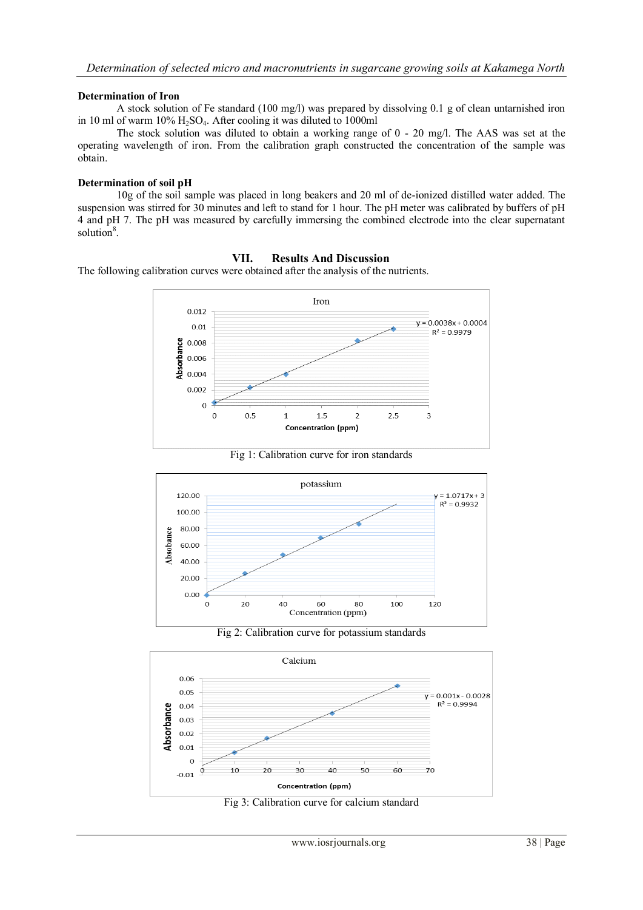### Determination of Iron

A stock solution of Fe standard (100 mg/l) was prepared by dissolving 0.1 g of clean untarnished iron in 10 ml of warm 10% $H_2SO_4$. After cooling it was diluted to 1000ml

The stock solution was diluted to obtain a working range of 0 - 20 mg/l. The AAS was set at the operating wavelength of iron. From the calibration graph constructed the concentration of the sample was obtain.

### Determination of soil pH

10g of the soil sample was placed in long beakers and 20 ml of de-ionized distilled water added. The suspension was stirred for 30 minutes and left to stand for 1 hour. The pH meter was calibrated by buffers of pH 4 and pH 7. The pH was measured by carefully immersing the combined electrode into the clear supernatant solution[8].

## VII. Results And Discussion

The following calibration curves were obtained after the analysis of the nutrients.

Fig 1: Calibration curve for iron standards

Fig 2: Calibration curve for potassium standards

Fig 3: Calibration curve for calcium standard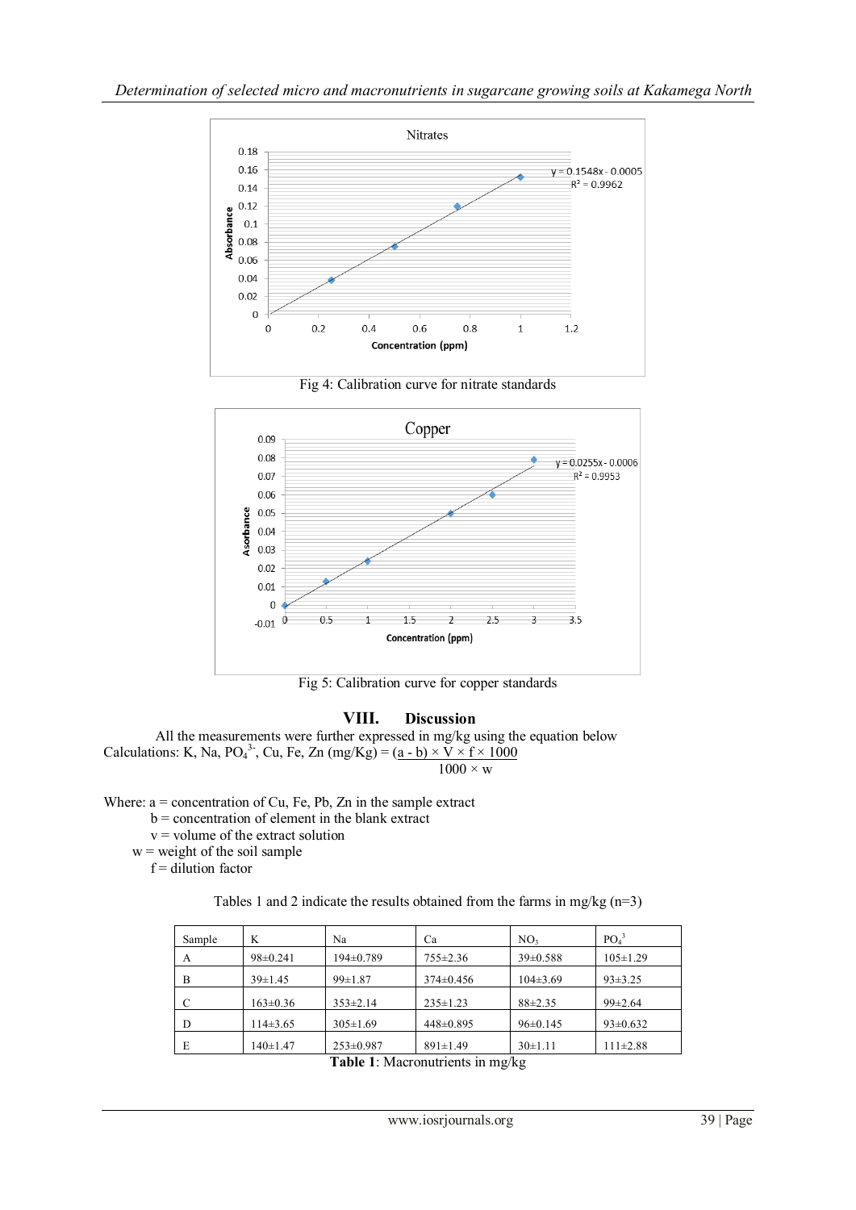Fig 4: Calibration curve for nitrate standards

Fig 5: Calibration curve for copper standards

## VIII. Discussion

All the measurements were further expressed in mg/kg using the equation below

Calculations: K, Na, $PO_4^{3-}$, Cu, Fe, Zn (mg/Kg) = $\frac{(a - b) \times V \times f \times 1000}{1000 \times w}$

Where: a = concentration of Cu, Fe, Pb, Zn in the sample extract
b = concentration of element in the blank extract
v = volume of the extract solution
w = weight of the soil sample
f = dilution factor

Tables 1 and 2 indicate the results obtained from the farms in mg/kg (n=3)

| Sample | K | Na | Ca | $NO_3$ | $PO_4^3$ |
|---|---|---|---|---|---|
| A | 98±0.241 | 194±0.789 | 755±2.36 | 39±0.588 | 105±1.29 |
| B | 39±1.45 | 99±1.87 | 374±0.456 | 104±3.69 | 93±3.25 |
| C | 163±0.36 | 353±2.14 | 235±1.23 | 88±2.35 | 99±2.64 |
| D | 114±3.65 | 305±1.69 | 448±0.895 | 96±0.145 | 93±0.632 |
| E | 140±1.47 | 253±0.987 | 891±1.49 | 30±1.11 | 111±2.88 |

**Table 1**: Macronutrients in mg/kg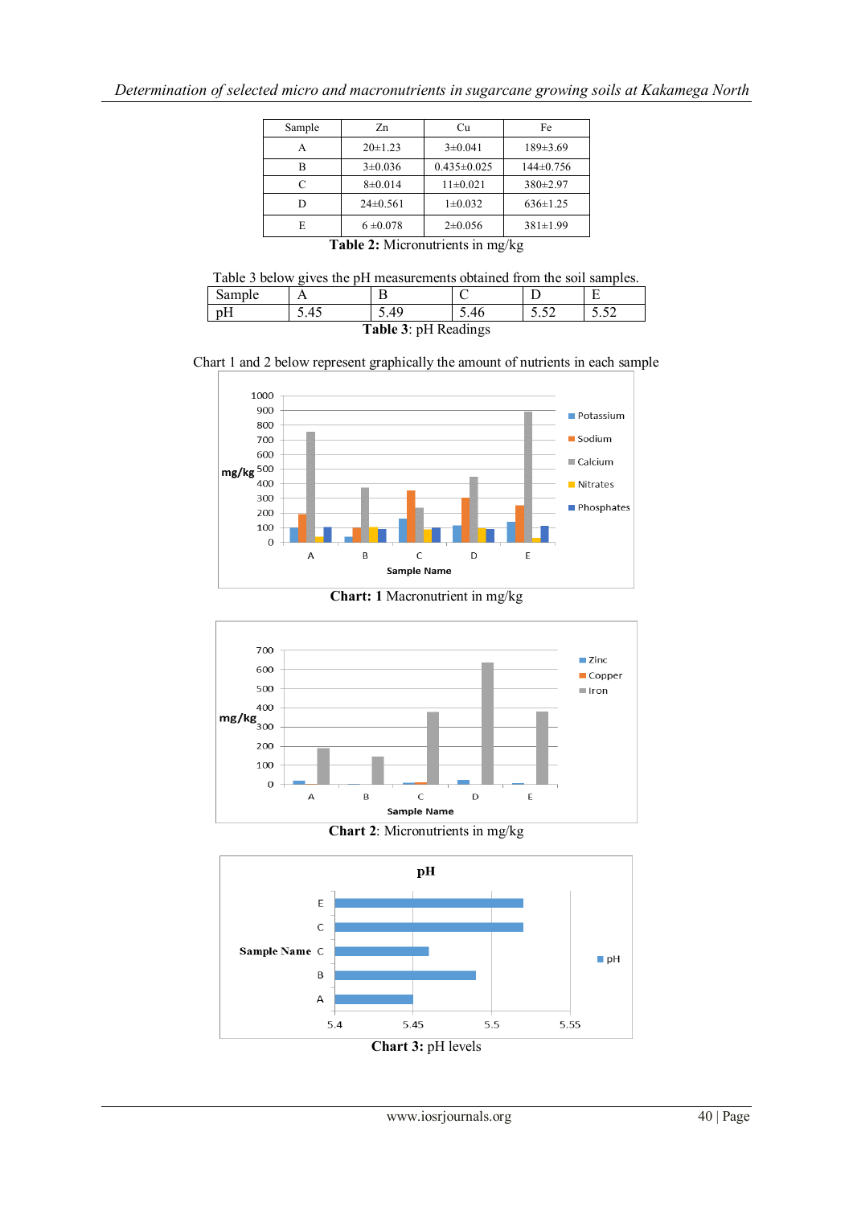| Sample | Zn | Cu | Fe |
|---|---|---|---|
| A | 20±1.23 | 3±0.041 | 189±3.69 |
| B | 3±0.036 | 0.435±0.025 | 144±0.756 |
| C | 8±0.014 | 11±0.021 | 380±2.97 |
| D | 24±0.561 | 1±0.032 | 636±1.25 |
| E | 6 ±0.078 | 2±0.056 | 381±1.99 |

**Table 2:** Micronutrients in mg/kg

Table 3 below gives the pH measurements obtained from the soil samples.

| Sample | A | B | C | D | E |
|---|---|---|---|---|---|
| pH | 5.45 | 5.49 | 5.46 | 5.52 | 5.52 |

**Table 3**: pH Readings

Chart 1 and 2 below represent graphically the amount of nutrients in each sample

**Chart: 1** Macronutrient in mg/kg

**Chart 2**: Micronutrients in mg/kg

**Chart 3:** pH levels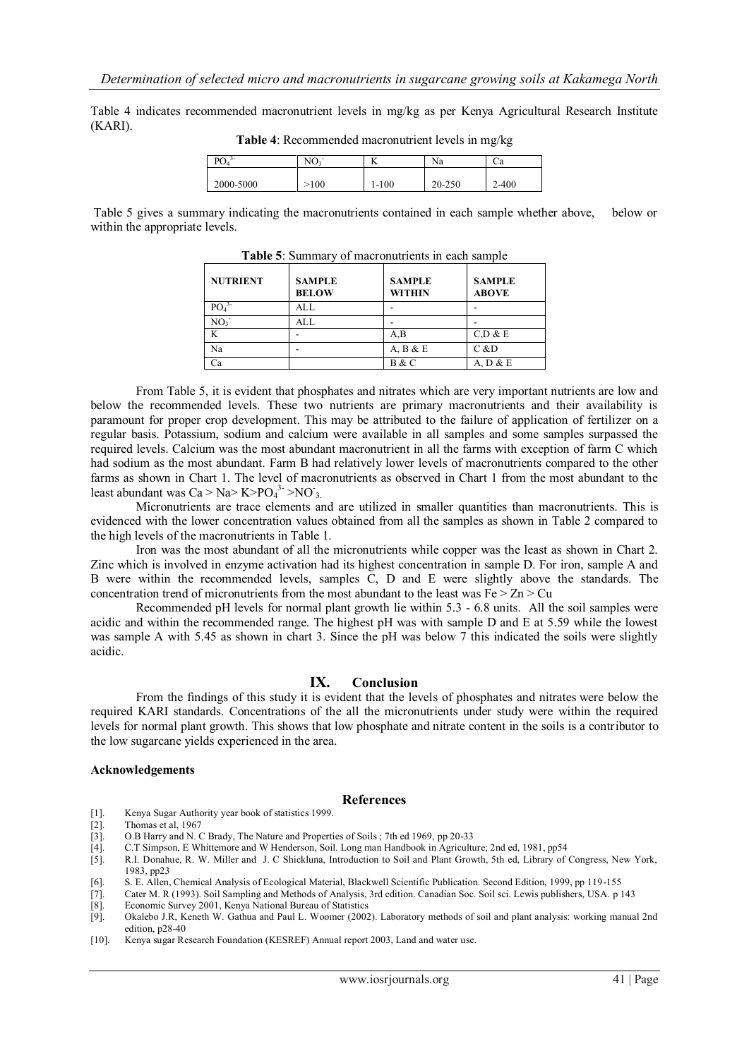Table 4 indicates recommended macronutrient levels in mg/kg as per Kenya Agricultural Research Institute (KARI).

**Table 4**: Recommended macronutrient levels in mg/kg

| $PO_4^{3-}$ | $NO_3^-$ | K | Na | Ca |
|---|---|---|---|---|
| 2000-5000 | >100 | 1-100 | 20-250 | 2-400 |

Table 5 gives a summary indicating the macronutrients contained in each sample whether above, below or within the appropriate levels.

**Table 5**: Summary of macronutrients in each sample

| NUTRIENT | SAMPLE BELOW | SAMPLE WITHIN | SAMPLE ABOVE |
|---|---|---|---|
| $PO_4^{3-}$ | ALL | - | - |
| $NO_3^-$ | ALL | - | - |
| K | - | A,B | C,D & E |
| Na | - | A, B & E | C &D |
| Ca | | B & C | A, D & E |

From Table 5, it is evident that phosphates and nitrates which are very important nutrients are low and below the recommended levels. These two nutrients are primary macronutrients and their availability is paramount for proper crop development. This may be attributed to the failure of application of fertilizer on a regular basis. Potassium, sodium and calcium were available in all samples and some samples surpassed the required levels. Calcium was the most abundant macronutrient in all the farms with exception of farm C which had sodium as the most abundant. Farm B had relatively lower levels of macronutrients compared to the other farms as shown in Chart 1. The level of macronutrients as observed in Chart 1 from the most abundant to the least abundant was Ca > Na> K>$PO_4^{3-}$ >$NO^-_3$.

Micronutrients are trace elements and are utilized in smaller quantities than macronutrients. This is evidenced with the lower concentration values obtained from all the samples as shown in Table 2 compared to the high levels of the macronutrients in Table 1.

Iron was the most abundant of all the micronutrients while copper was the least as shown in Chart 2. Zinc which is involved in enzyme activation had its highest concentration in sample D. For iron, sample A and B were within the recommended levels, samples C, D and E were slightly above the standards. The concentration trend of micronutrients from the most abundant to the least was Fe > Zn > Cu

Recommended pH levels for normal plant growth lie within 5.3 - 6.8 units. All the soil samples were acidic and within the recommended range. The highest pH was with sample D and E at 5.59 while the lowest was sample A with 5.45 as shown in chart 3. Since the pH was below 7 this indicated the soils were slightly acidic.

## IX. Conclusion

From the findings of this study it is evident that the levels of phosphates and nitrates were below the required KARI standards. Concentrations of the all the micronutrients under study were within the required levels for normal plant growth. This shows that low phosphate and nitrate content in the soils is a contributor to the low sugarcane yields experienced in the area.

### Acknowledgements

## References

[1]. Kenya Sugar Authority year book of statistics 1999.
[2]. Thomas et al, 1967
[3]. O.B Harry and N. C Brady, The Nature and Properties of Soils ; 7th ed 1969, pp 20-33
[4]. C.T Simpson, E Whittemore and W Henderson, Soil. Long man Handbook in Agriculture; 2nd ed, 1981, pp54
[5]. R.I. Donahue, R. W. Miller and J. C Shickluna, Introduction to Soil and Plant Growth, 5th ed, Library of Congress, New York, 1983, pp23
[6]. S. E. Allen, Chemical Analysis of Ecological Material, Blackwell Scientific Publication. Second Edition, 1999, pp 119-155
[7]. Cater M. R (1993). Soil Sampling and Methods of Analysis, 3rd edition. Canadian Soc. Soil sci. Lewis publishers, USA. p 143
[8]. Economic Survey 2001, Kenya National Bureau of Statistics
[9]. Okalebo J.R, Keneth W. Gathua and Paul L. Woomer (2002). Laboratory methods of soil and plant analysis: working manual 2nd edition, p28-40
[10]. Kenya sugar Research Foundation (KESREF) Annual report 2003, Land and water use.